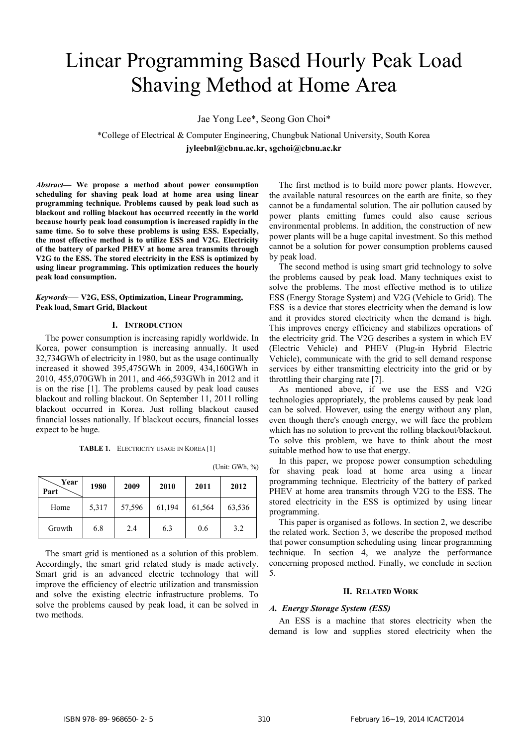// Linear Programming Based Hourly Peak Load Shaving Method at Home Area

Jae Yong Lee*, Seong Gon Choi*

*College of Electrical & Computer Engineering, Chungbuk National University, South Korea

**jyleebnl@cbnu.ac.kr, sgchoi@cbnu.ac.kr**

***Abstract*— We propose a method about power consumption scheduling for shaving peak load at home area using linear programming technique. Problems caused by peak load such as blackout and rolling blackout has occurred recently in the world because hourly peak load consumption is increased rapidly in the same time. So to solve these problems is using ESS. Especially, the most effective method is to utilize ESS and V2G. Electricity of the battery of parked PHEV at home area transmits through V2G to the ESS. The stored electricity in the ESS is optimized by using linear programming. This optimization reduces the hourly peak load consumption.**

***Keywords*— V2G, ESS, Optimization, Linear Programming, Peak load, Smart Grid, Blackout**

## I. Introduction

The power consumption is increasing rapidly worldwide. In Korea, power consumption is increasing annually. It used 32,734GWh of electricity in 1980, but as the usage continually increased it showed 395,475GWh in 2009, 434,160GWh in 2010, 455,070GWh in 2011, and 466,593GWh in 2012 and it is on the rise [1]. The problems caused by peak load causes blackout and rolling blackout. On September 11, 2011 rolling blackout occurred in Korea. Just rolling blackout caused financial losses nationally. If blackout occurs, financial losses expect to be huge.

**TABLE 1.** Electricity usage in Korea [1]

(Unit: GWh, %)

| Part \ Year | 1980 | 2009 | 2010 | 2011 | 2012 |
|---|---|---|---|---|---|
| Home | 5,317 | 57,596 | 61,194 | 61,564 | 63,536 |
| Growth | 6.8 | 2.4 | 6.3 | 0.6 | 3.2 |

The smart grid is mentioned as a solution of this problem. Accordingly, the smart grid related study is made actively. Smart grid is an advanced electric technology that will improve the efficiency of electric utilization and transmission and solve the existing electric infrastructure problems. To solve the problems caused by peak load, it can be solved in two methods.

The first method is to build more power plants. However, the available natural resources on the earth are finite, so they cannot be a fundamental solution. The air pollution caused by power plants emitting fumes could also cause serious environmental problems. In addition, the construction of new power plants will be a huge capital investment. So this method cannot be a solution for power consumption problems caused by peak load.

The second method is using smart grid technology to solve the problems caused by peak load. Many techniques exist to solve the problems. The most effective method is to utilize ESS (Energy Storage System) and V2G (Vehicle to Grid). The ESS is a device that stores electricity when the demand is low and it provides stored electricity when the demand is high. This improves energy efficiency and stabilizes operations of the electricity grid. The V2G describes a system in which EV (Electric Vehicle) and PHEV (Plug-in Hybrid Electric Vehicle), communicate with the grid to sell demand response services by either transmitting electricity into the grid or by throttling their charging rate [7].

As mentioned above, if we use the ESS and V2G technologies appropriately, the problems caused by peak load can be solved. However, using the energy without any plan, even though there's enough energy, we will face the problem which has no solution to prevent the rolling blackout/blackout. To solve this problem, we have to think about the most suitable method how to use that energy.

In this paper, we propose power consumption scheduling for shaving peak load at home area using a linear programming technique. Electricity of the battery of parked PHEV at home area transmits through V2G to the ESS. The stored electricity in the ESS is optimized by using linear programming.

This paper is organised as follows. In section 2, we describe the related work. Section 3, we describe the proposed method that power consumption scheduling using linear programming technique. In section 4, we analyze the performance concerning proposed method. Finally, we conclude in section 5.

## II. Related Work

### A. Energy Storage System (ESS)

An ESS is a machine that stores electricity when the demand is low and supplies stored electricity when the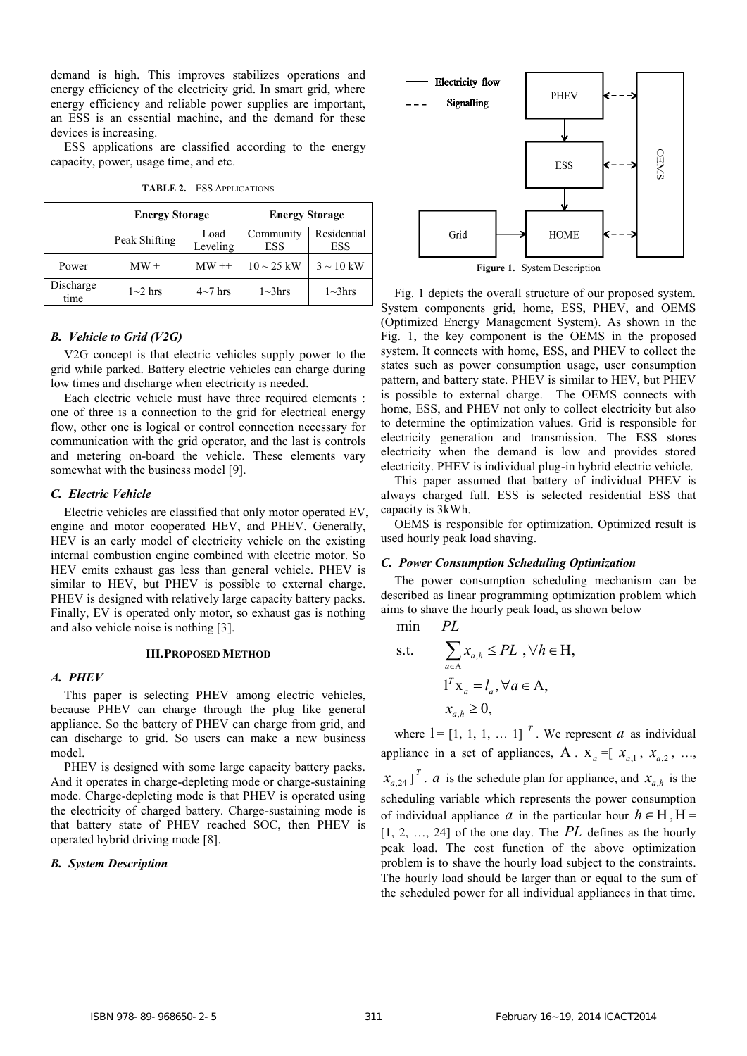demand is high. This improves stabilizes operations and energy efficiency of the electricity grid. In smart grid, where energy efficiency and reliable power supplies are important, an ESS is an essential machine, and the demand for these devices is increasing.

ESS applications are classified according to the energy capacity, power, usage time, and etc.

**TABLE 2.** ESS APPLICATIONS

| | **Energy Storage** | | **Energy Storage** | |
|---|---|---|---|---|
| | Peak Shifting | Load Leveling | Community ESS | Residential ESS |
| Power | MW + | MW ++ | 10 ~ 25 kW | 3 ~ 10 kW |
| Discharge time | 1~2 hrs | 4~7 hrs | 1~3hrs | 1~3hrs |

### *B. Vehicle to Grid (V2G)*

V2G concept is that electric vehicles supply power to the grid while parked. Battery electric vehicles can charge during low times and discharge when electricity is needed.

Each electric vehicle must have three required elements : one of three is a connection to the grid for electrical energy flow, other one is logical or control connection necessary for communication with the grid operator, and the last is controls and metering on-board the vehicle. These elements vary somewhat with the business model [9].

### *C. Electric Vehicle*

Electric vehicles are classified that only motor operated EV, engine and motor cooperated HEV, and PHEV. Generally, HEV is an early model of electricity vehicle on the existing internal combustion engine combined with electric motor. So HEV emits exhaust gas less than general vehicle. PHEV is similar to HEV, but PHEV is possible to external charge. PHEV is designed with relatively large capacity battery packs. Finally, EV is operated only motor, so exhaust gas is nothing and also vehicle noise is nothing [3].

## III. PROPOSED METHOD

### *A. PHEV*

This paper is selecting PHEV among electric vehicles, because PHEV can charge through the plug like general appliance. So the battery of PHEV can charge from grid, and can discharge to grid. So users can make a new business model.

PHEV is designed with some large capacity battery packs. And it operates in charge-depleting mode or charge-sustaining mode. Charge-depleting mode is that PHEV is operated using the electricity of charged battery. Charge-sustaining mode is that battery state of PHEV reached SOC, then PHEV is operated hybrid driving mode [8].

### *B. System Description*

**Figure 1.** System Description

Fig. 1 depicts the overall structure of our proposed system. System components grid, home, ESS, PHEV, and OEMS (Optimized Energy Management System). As shown in the Fig. 1, the key component is the OEMS in the proposed system. It connects with home, ESS, and PHEV to collect the states such as power consumption usage, user consumption pattern, and battery state. PHEV is similar to HEV, but PHEV is possible to external charge. The OEMS connects with home, ESS, and PHEV not only to collect electricity but also to determine the optimization values. Grid is responsible for electricity generation and transmission. The ESS stores electricity when the demand is low and provides stored electricity. PHEV is individual plug-in hybrid electric vehicle.

This paper assumed that battery of individual PHEV is always charged full. ESS is selected residential ESS that capacity is 3kWh.

OEMS is responsible for optimization. Optimized result is used hourly peak load shaving.

### *C. Power Consumption Scheduling Optimization*

The power consumption scheduling mechanism can be described as linear programming optimization problem which aims to shave the hourly peak load, as shown below

$$
\begin{aligned}
\min \quad & PL \\
\text{s.t.} \quad & \sum_{a \in \mathrm{A}} x_{a,h} \le PL \;, \forall h \in \mathrm{H}, \\
& 1^T \mathrm{x}_a = l_a, \forall a \in \mathrm{A}, \\
& x_{a,h} \ge 0,
\end{aligned}
$$

where $1 = [1, 1, 1, \dots 1]^T$. We represent $a$ as individual appliance in a set of appliances, $\mathrm{A}$. $\mathrm{x}_a = [x_{a,1}, x_{a,2}, \dots, x_{a,24}]^T$. $a$ is the schedule plan for appliance, and $x_{a,h}$ is the scheduling variable which represents the power consumption of individual appliance $a$ in the particular hour $h \in \mathrm{H}, \mathrm{H} =$ [1, 2, …, 24] of the one day. The $PL$ defines as the hourly peak load. The cost function of the above optimization problem is to shave the hourly load subject to the constraints. The hourly load should be larger than or equal to the sum of the scheduled power for all individual appliances in that time.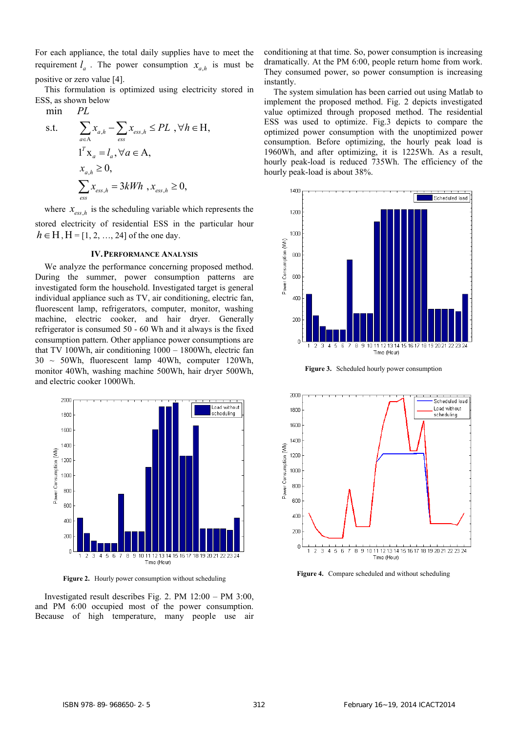For each appliance, the total daily supplies have to meet the requirement $l_a$. The power consumption $x_{a,h}$ is must be positive or zero value [4].

This formulation is optimized using electricity stored in ESS, as shown below

$$
\begin{aligned}
\min \quad & PL \\
\text{s.t.} \quad & \sum_{a \in A} x_{a,h} - \sum_{ess} x_{ess,h} \leq PL \ , \forall h \in \mathrm{H}, \\
& 1^T \mathrm{x}_a = l_a, \forall a \in \mathrm{A}, \\
& x_{a,h} \geq 0, \\
& \sum_{ess} x_{ess,h} = 3kWh \ , x_{ess,h} \geq 0,
\end{aligned}
$$

where $x_{ess,h}$ is the scheduling variable which represents the stored electricity of residential ESS in the particular hour $h \in \mathrm{H}, \mathrm{H} = [1, 2, \ldots, 24]$ of the one day.

## IV. Performance Analysis

We analyze the performance concerning proposed method. During the summer, power consumption patterns are investigated form the household. Investigated target is general individual appliance such as TV, air conditioning, electric fan, fluorescent lamp, refrigerators, computer, monitor, washing machine, electric cooker, and hair dryer. Generally refrigerator is consumed 50 - 60 Wh and it always is the fixed consumption pattern. Other appliance power consumptions are that TV 100Wh, air conditioning 1000 – 1800Wh, electric fan 30 ~ 50Wh, fluorescent lamp 40Wh, computer 120Wh, monitor 40Wh, washing machine 500Wh, hair dryer 500Wh, and electric cooker 1000Wh.

Figure 2. Hourly power consumption without scheduling

Investigated result describes Fig. 2. PM 12:00 – PM 3:00, and PM 6:00 occupied most of the power consumption. Because of high temperature, many people use air conditioning at that time. So, power consumption is increasing dramatically. At the PM 6:00, people return home from work. They consumed power, so power consumption is increasing instantly.

The system simulation has been carried out using Matlab to implement the proposed method. Fig. 2 depicts investigated value optimized through proposed method. The residential ESS was used to optimize. Fig.3 depicts to compare the optimized power consumption with the unoptimized power consumption. Before optimizing, the hourly peak load is 1960Wh, and after optimizing, it is 1225Wh. As a result, hourly peak-load is reduced 735Wh. The efficiency of the hourly peak-load is about 38%.

Figure 3. Scheduled hourly power consumption

Figure 4. Compare scheduled and without scheduling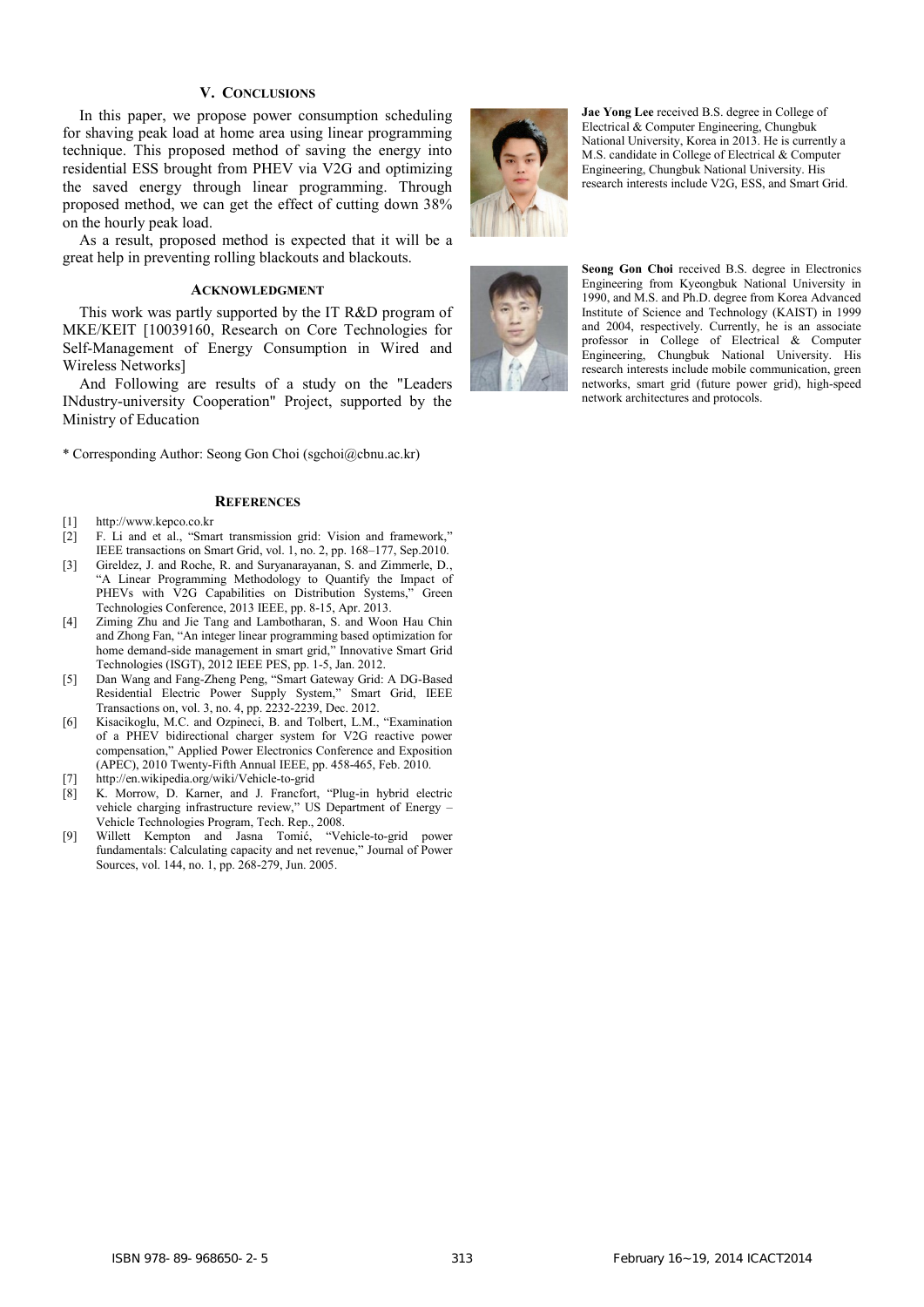## V. CONCLUSIONS

In this paper, we propose power consumption scheduling for shaving peak load at home area using linear programming technique. This proposed method of saving the energy into residential ESS brought from PHEV via V2G and optimizing the saved energy through linear programming. Through proposed method, we can get the effect of cutting down 38% on the hourly peak load.

As a result, proposed method is expected that it will be a great help in preventing rolling blackouts and blackouts.

### ACKNOWLEDGMENT

This work was partly supported by the IT R&D program of MKE/KEIT [10039160, Research on Core Technologies for Self-Management of Energy Consumption in Wired and Wireless Networks]

And Following are results of a study on the "Leaders INdustry-university Cooperation" Project, supported by the Ministry of Education

* Corresponding Author: Seong Gon Choi (sgchoi@cbnu.ac.kr)

### REFERENCES

[1] http://www.kepco.co.kr
[2] F. Li and et al., "Smart transmission grid: Vision and framework," IEEE transactions on Smart Grid, vol. 1, no. 2, pp. 168–177, Sep.2010.
[3] Gireldez, J. and Roche, R. and Suryanarayanan, S. and Zimmerle, D., "A Linear Programming Methodology to Quantify the Impact of PHEVs with V2G Capabilities on Distribution Systems," Green Technologies Conference, 2013 IEEE, pp. 8-15, Apr. 2013.
[4] Ziming Zhu and Jie Tang and Lambotharan, S. and Woon Hau Chin and Zhong Fan, "An integer linear programming based optimization for home demand-side management in smart grid," Innovative Smart Grid Technologies (ISGT), 2012 IEEE PES, pp. 1-5, Jan. 2012.
[5] Dan Wang and Fang-Zheng Peng, "Smart Gateway Grid: A DG-Based Residential Electric Power Supply System," Smart Grid, IEEE Transactions on, vol. 3, no. 4, pp. 2232-2239, Dec. 2012.
[6] Kisacikoglu, M.C. and Ozpineci, B. and Tolbert, L.M., "Examination of a PHEV bidirectional charger system for V2G reactive power compensation," Applied Power Electronics Conference and Exposition (APEC), 2010 Twenty-Fifth Annual IEEE, pp. 458-465, Feb. 2010.
[7] http://en.wikipedia.org/wiki/Vehicle-to-grid
[8] K. Morrow, D. Karner, and J. Francfort, "Plug-in hybrid electric vehicle charging infrastructure review," US Department of Energy – Vehicle Technologies Program, Tech. Rep., 2008.
[9] Willett Kempton and Jasna Tomić, "Vehicle-to-grid power fundamentals: Calculating capacity and net revenue," Journal of Power Sources, vol. 144, no. 1, pp. 268-279, Jun. 2005.

**Jae Yong Lee** received B.S. degree in College of Electrical & Computer Engineering, Chungbuk National University, Korea in 2013. He is currently a M.S. candidate in College of Electrical & Computer Engineering, Chungbuk National University. His research interests include V2G, ESS, and Smart Grid.

**Seong Gon Choi** received B.S. degree in Electronics Engineering from Kyeongbuk National University in 1990, and M.S. and Ph.D. degree from Korea Advanced Institute of Science and Technology (KAIST) in 1999 and 2004, respectively. Currently, he is an associate professor in College of Electrical & Computer Engineering, Chungbuk National University. His research interests include mobile communication, green networks, smart grid (future power grid), high-speed network architectures and protocols.